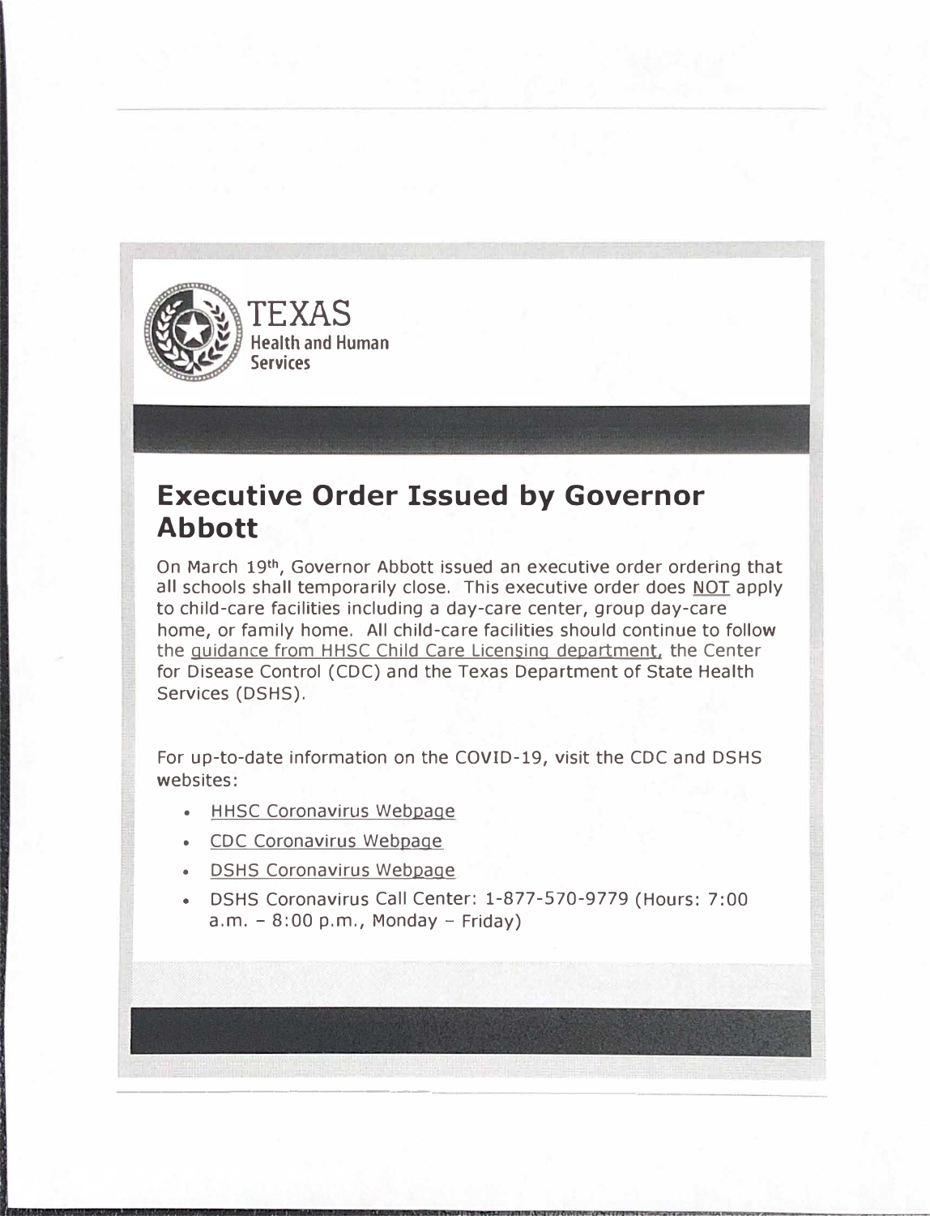TEXAS
Health and Human
Services

## Executive Order Issued by Governor Abbott

On March 19th, Governor Abbott issued an executive order ordering that all schools shall temporarily close. This executive order does NOT apply to child-care facilities including a day-care center, group day-care home, or family home. All child-care facilities should continue to follow the guidance from HHSC Child Care Licensing department, the Center for Disease Control (CDC) and the Texas Department of State Health Services (DSHS).

For up-to-date information on the COVID-19, visit the CDC and DSHS websites:

- HHSC Coronavirus Webpage
- CDC Coronavirus Webpage
- DSHS Coronavirus Webpage
- DSHS Coronavirus Call Center: 1-877-570-9779 (Hours: 7:00 a.m. – 8:00 p.m., Monday – Friday)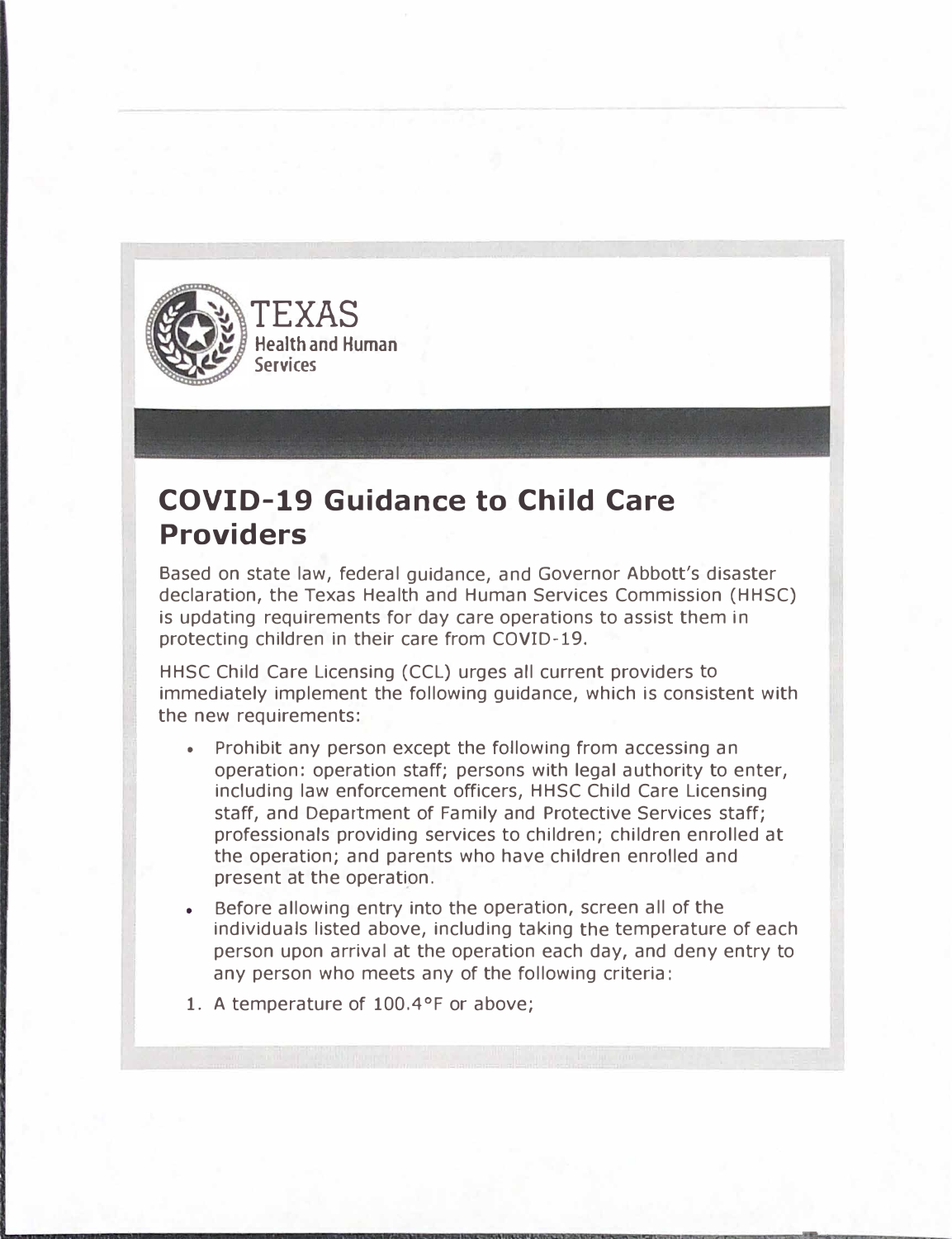TEXAS
Health and Human Services

## COVID-19 Guidance to Child Care Providers

Based on state law, federal guidance, and Governor Abbott's disaster declaration, the Texas Health and Human Services Commission (HHSC) is updating requirements for day care operations to assist them in protecting children in their care from COVID-19.

HHSC Child Care Licensing (CCL) urges all current providers to immediately implement the following guidance, which is consistent with the new requirements:

- Prohibit any person except the following from accessing an operation: operation staff; persons with legal authority to enter, including law enforcement officers, HHSC Child Care Licensing staff, and Department of Family and Protective Services staff; professionals providing services to children; children enrolled at the operation; and parents who have children enrolled and present at the operation.
- Before allowing entry into the operation, screen all of the individuals listed above, including taking the temperature of each person upon arrival at the operation each day, and deny entry to any person who meets any of the following criteria:

1. A temperature of 100.4°F or above;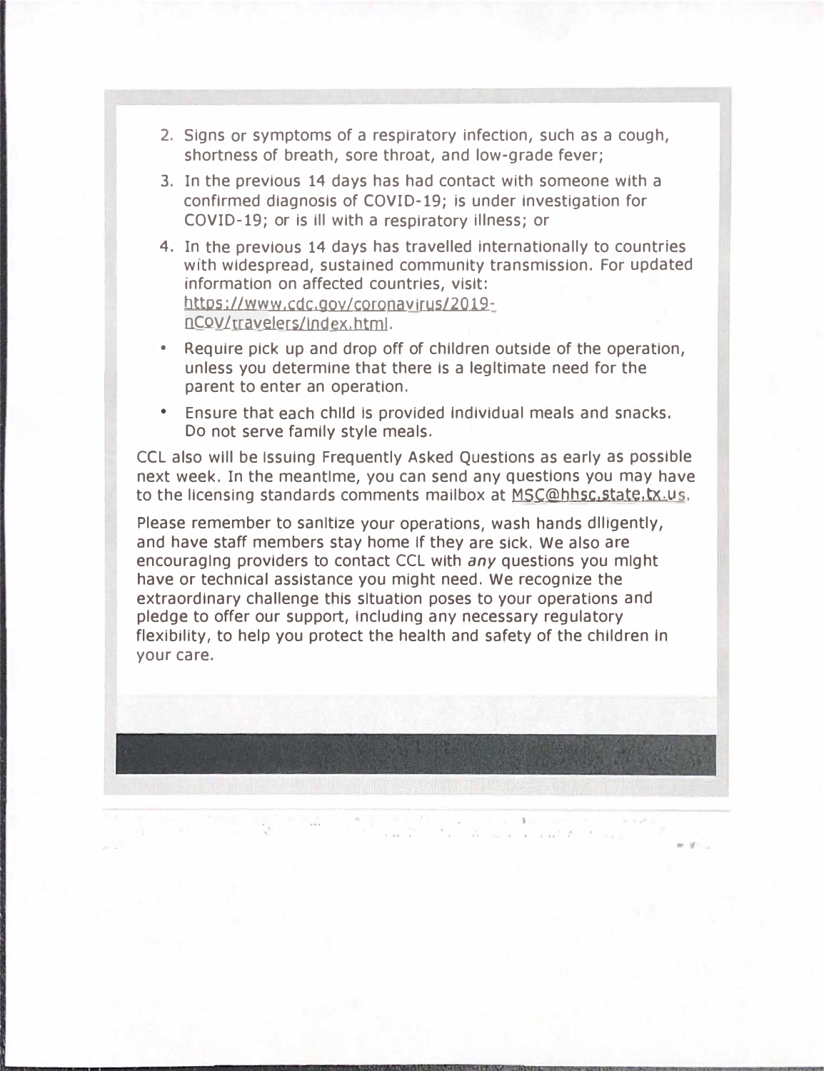2. Signs or symptoms of a respiratory infection, such as a cough, shortness of breath, sore throat, and low-grade fever;
3. In the previous 14 days has had contact with someone with a confirmed diagnosis of COVID-19; is under investigation for COVID-19; or is ill with a respiratory illness; or
4. In the previous 14 days has travelled internationally to countries with widespread, sustained community transmission. For updated information on affected countries, visit: https://www.cdc.gov/coronavirus/2019-nCoV/travelers/index.html.

- Require pick up and drop off of children outside of the operation, unless you determine that there is a legitimate need for the parent to enter an operation.
- Ensure that each child is provided individual meals and snacks. Do not serve family style meals.

CCL also will be issuing Frequently Asked Questions as early as possible next week. In the meantime, you can send any questions you may have to the licensing standards comments mailbox at MSC@hhsc.state.tx.us.

Please remember to sanitize your operations, wash hands diligently, and have staff members stay home if they are sick. We also are encouraging providers to contact CCL with *any* questions you might have or technical assistance you might need. We recognize the extraordinary challenge this situation poses to your operations and pledge to offer our support, including any necessary regulatory flexibility, to help you protect the health and safety of the children in your care.